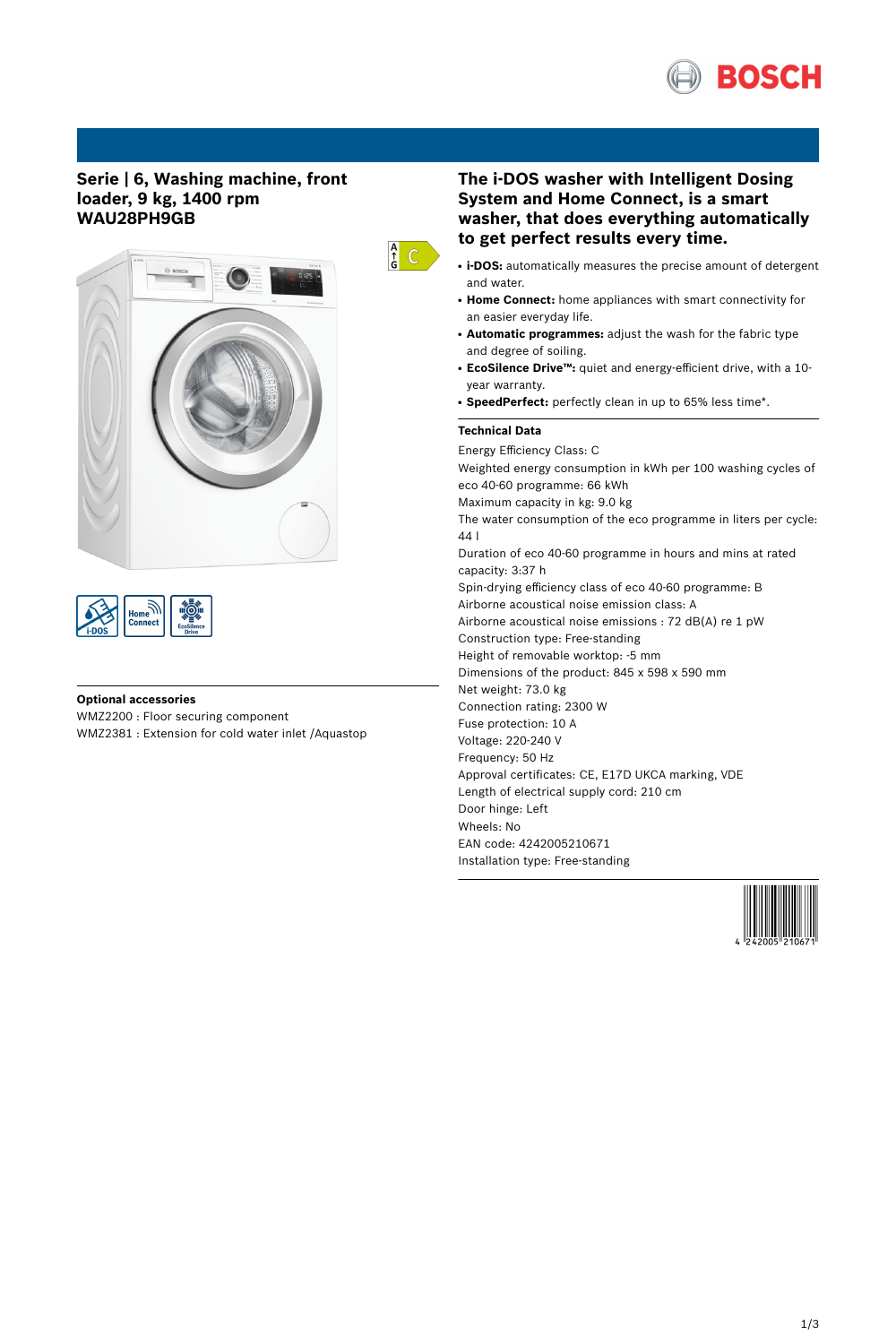# Serie | 6, Washing machine, front loader, 9 kg, 1400 rpm
# WAU28PH9GB

### Optional accessories

WMZ2200 : Floor securing component
WMZ2381 : Extension for cold water inlet /Aquastop

## The i-DOS washer with Intelligent Dosing System and Home Connect, is a smart washer, that does everything automatically to get perfect results every time.

- **i-DOS:** automatically measures the precise amount of detergent and water.
- **Home Connect:** home appliances with smart connectivity for an easier everyday life.
- **Automatic programmes:** adjust the wash for the fabric type and degree of soiling.
- **EcoSilence Drive™:** quiet and energy-efficient drive, with a 10-year warranty.
- **SpeedPerfect:** perfectly clean in up to 65% less time*.

### Technical Data

Energy Efficiency Class: C
Weighted energy consumption in kWh per 100 washing cycles of eco 40-60 programme: 66 kWh
Maximum capacity in kg: 9.0 kg
The water consumption of the eco programme in liters per cycle: 44 l
Duration of eco 40-60 programme in hours and mins at rated capacity: 3:37 h
Spin-drying efficiency class of eco 40-60 programme: B
Airborne acoustical noise emission class: A
Airborne acoustical noise emissions : 72 dB(A) re 1 pW
Construction type: Free-standing
Height of removable worktop: -5 mm
Dimensions of the product: 845 x 598 x 590 mm
Net weight: 73.0 kg
Connection rating: 2300 W
Fuse protection: 10 A
Voltage: 220-240 V
Frequency: 50 Hz
Approval certificates: CE, E17D UKCA marking, VDE
Length of electrical supply cord: 210 cm
Door hinge: Left
Wheels: No
EAN code: 4242005210671
Installation type: Free-standing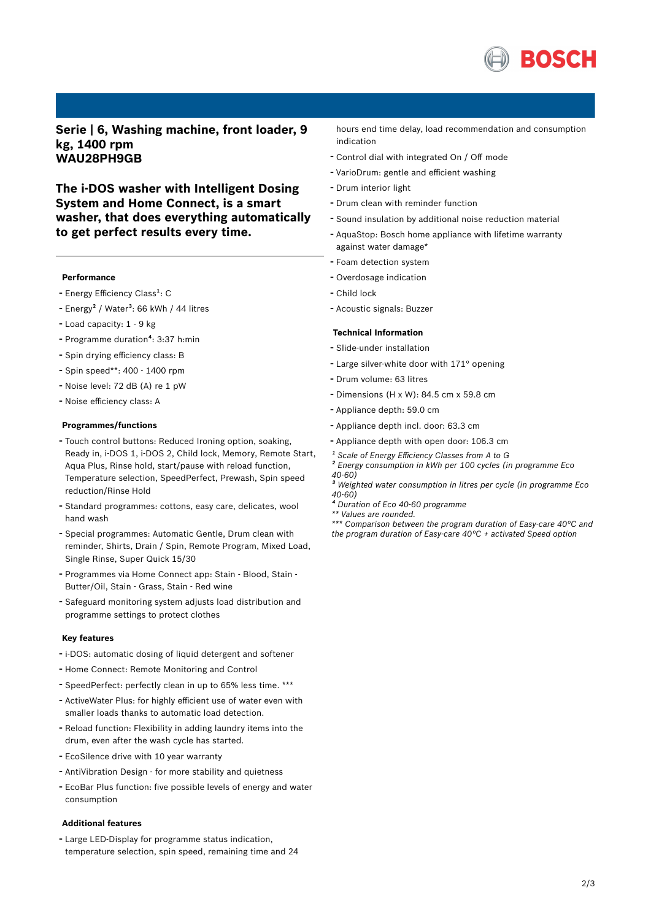# Serie | 6, Washing machine, front loader, 9 kg, 1400 rpm
# WAU28PH9GB

## The i-DOS washer with Intelligent Dosing System and Home Connect, is a smart washer, that does everything automatically to get perfect results every time.

### Performance

- Energy Efficiency Class[1]: C
- Energy[2] / Water[3]: 66 kWh / 44 litres
- Load capacity: 1 - 9 kg
- Programme duration[4]: 3:37 h:min
- Spin drying efficiency class: B
- Spin speed**: 400 - 1400 rpm
- Noise level: 72 dB (A) re 1 pW
- Noise efficiency class: A

### Programmes/functions

- Touch control buttons: Reduced Ironing option, soaking, Ready in, i-DOS 1, i-DOS 2, Child lock, Memory, Remote Start, Aqua Plus, Rinse hold, start/pause with reload function, Temperature selection, SpeedPerfect, Prewash, Spin speed reduction/Rinse Hold
- Standard programmes: cottons, easy care, delicates, wool hand wash
- Special programmes: Automatic Gentle, Drum clean with reminder, Shirts, Drain / Spin, Remote Program, Mixed Load, Single Rinse, Super Quick 15/30
- Programmes via Home Connect app: Stain - Blood, Stain - Butter/Oil, Stain - Grass, Stain - Red wine
- Safeguard monitoring system adjusts load distribution and programme settings to protect clothes

### Key features

- i-DOS: automatic dosing of liquid detergent and softener
- Home Connect: Remote Monitoring and Control
- SpeedPerfect: perfectly clean in up to 65% less time. ***
- ActiveWater Plus: for highly efficient use of water even with smaller loads thanks to automatic load detection.
- Reload function: Flexibility in adding laundry items into the drum, even after the wash cycle has started.
- EcoSilence drive with 10 year warranty
- AntiVibration Design - for more stability and quietness
- EcoBar Plus function: five possible levels of energy and water consumption

### Additional features

- Large LED-Display for programme status indication, temperature selection, spin speed, remaining time and 24 hours end time delay, load recommendation and consumption indication
- Control dial with integrated On / Off mode
- VarioDrum: gentle and efficient washing
- Drum interior light
- Drum clean with reminder function
- Sound insulation by additional noise reduction material
- AquaStop: Bosch home appliance with lifetime warranty against water damage*
- Foam detection system
- Overdosage indication
- Child lock
- Acoustic signals: Buzzer

### Technical Information

- Slide-under installation
- Large silver-white door with 171° opening
- Drum volume: 63 litres
- Dimensions (H x W): 84.5 cm x 59.8 cm
- Appliance depth: 59.0 cm
- Appliance depth incl. door: 63.3 cm
- Appliance depth with open door: 106.3 cm

*[1] Scale of Energy Efficiency Classes from A to G*
*[2] Energy consumption in kWh per 100 cycles (in programme Eco 40-60)*
*[3] Weighted water consumption in litres per cycle (in programme Eco 40-60)*
*[4] Duration of Eco 40-60 programme*
*** Values are rounded.*
**** Comparison between the program duration of Easy-care 40°C and the program duration of Easy-care 40°C + activated Speed option*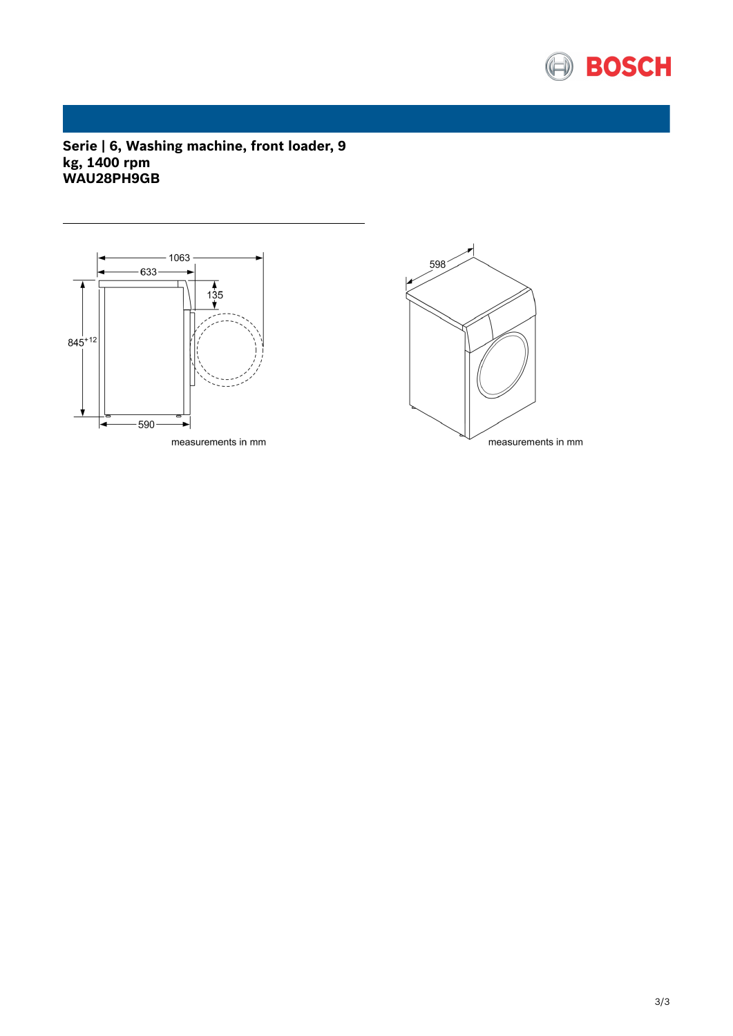**Serie | 6, Washing machine, front loader, 9 kg, 1400 rpm**
**WAU28PH9GB**

1063
633
135
$845^{+12}$
590

measurements in mm

598

measurements in mm